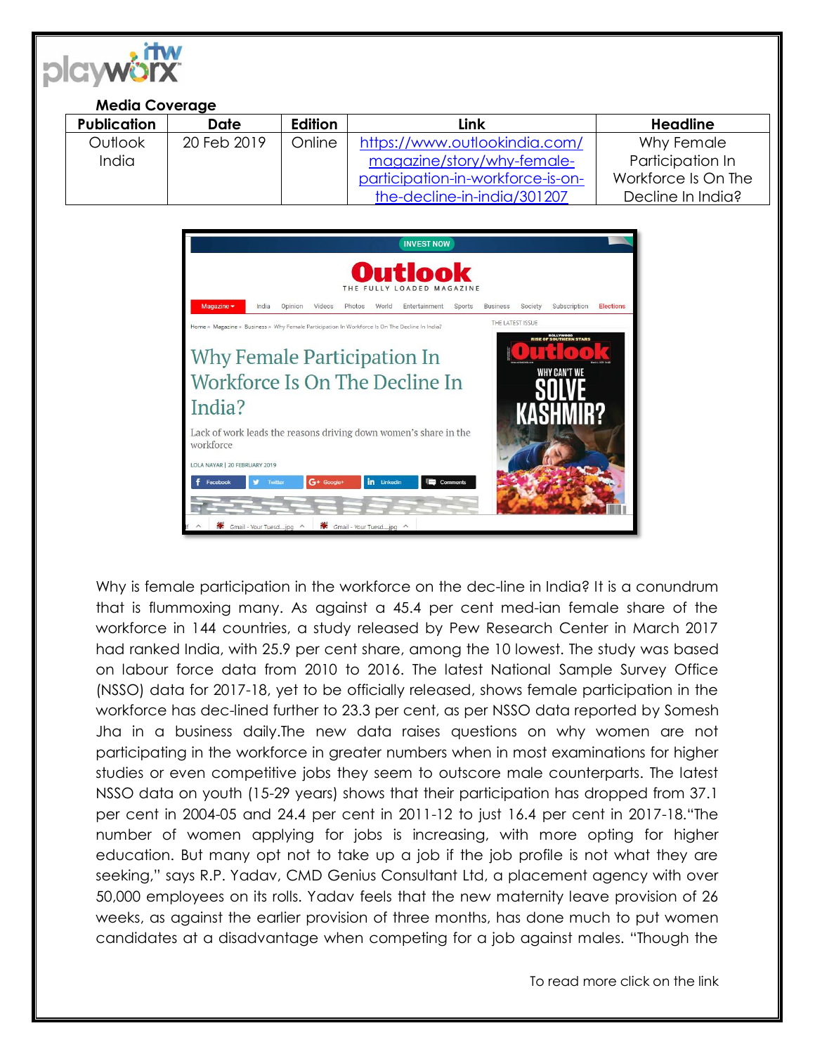**Media Coverage**

| Publication | Date | Edition | Link | Headline |
| --- | --- | --- | --- | --- |
| Outlook India | 20 Feb 2019 | Online | https://www.outlookindia.com/magazine/story/why-female-participation-in-workforce-is-on-the-decline-in-india/301207 | Why Female Participation In Workforce Is On The Decline In India? |

Why is female participation in the workforce on the dec-line in India? It is a conundrum that is flummoxing many. As against a 45.4 per cent med-ian female share of the workforce in 144 countries, a study released by Pew Research Center in March 2017 had ranked India, with 25.9 per cent share, among the 10 lowest. The study was based on labour force data from 2010 to 2016. The latest National Sample Survey Office (NSSO) data for 2017-18, yet to be officially released, shows female participation in the workforce has dec-lined further to 23.3 per cent, as per NSSO data reported by Somesh Jha in a business daily.The new data raises questions on why women are not participating in the workforce in greater numbers when in most examinations for higher studies or even competitive jobs they seem to outscore male counterparts. The latest NSSO data on youth (15-29 years) shows that their participation has dropped from 37.1 per cent in 2004-05 and 24.4 per cent in 2011-12 to just 16.4 per cent in 2017-18."The number of women applying for jobs is increasing, with more opting for higher education. But many opt not to take up a job if the job profile is not what they are seeking," says R.P. Yadav, CMD Genius Consultant Ltd, a placement agency with over 50,000 employees on its rolls. Yadav feels that the new maternity leave provision of 26 weeks, as against the earlier provision of three months, has done much to put women candidates at a disadvantage when competing for a job against males. "Though the

To read more click on the link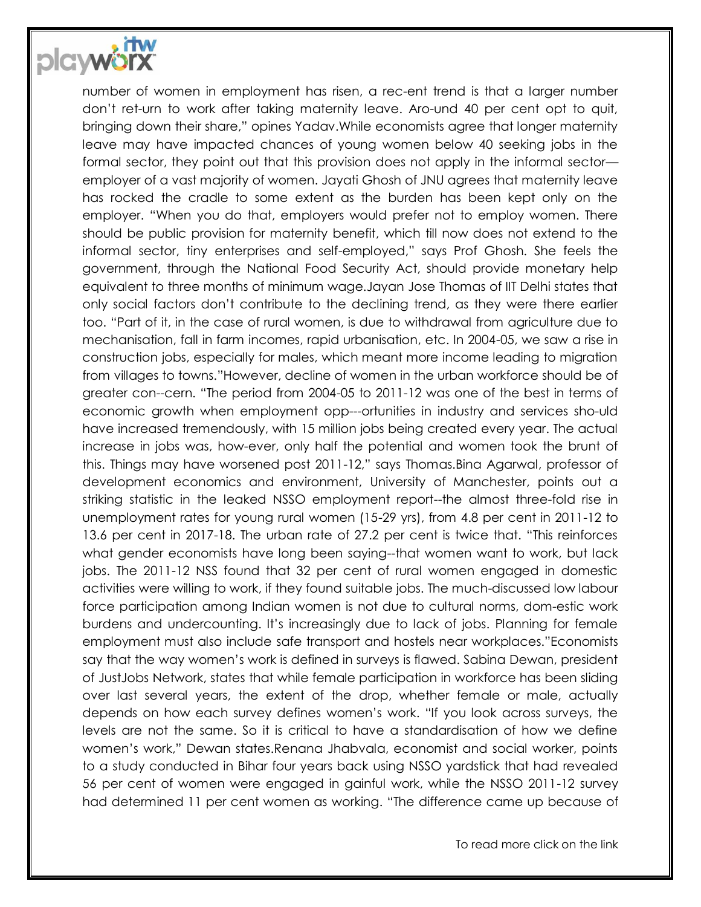number of women in employment has risen, a rec-ent trend is that a larger number don't ret-urn to work after taking maternity leave. Aro-und 40 per cent opt to quit, bringing down their share," opines Yadav.While economists agree that longer maternity leave may have impacted chances of young women below 40 seeking jobs in the formal sector, they point out that this provision does not apply in the informal sector—employer of a vast majority of women. Jayati Ghosh of JNU agrees that maternity leave has rocked the cradle to some extent as the burden has been kept only on the employer. "When you do that, employers would prefer not to employ women. There should be public provision for maternity benefit, which till now does not extend to the informal sector, tiny enterprises and self-employed," says Prof Ghosh. She feels the government, through the National Food Security Act, should provide monetary help equivalent to three months of minimum wage.Jayan Jose Thomas of IIT Delhi states that only social factors don't contribute to the declining trend, as they were there earlier too. "Part of it, in the case of rural women, is due to withdrawal from agriculture due to mechanisation, fall in farm incomes, rapid urbanisation, etc. In 2004-05, we saw a rise in construction jobs, especially for males, which meant more income leading to migration from villages to towns."However, decline of women in the urban workforce should be of greater con--cern. "The period from 2004-05 to 2011-12 was one of the best in terms of economic growth when employment opp---ortunities in industry and services sho-uld have increased tremendously, with 15 million jobs being created every year. The actual increase in jobs was, how-ever, only half the potential and women took the brunt of this. Things may have worsened post 2011-12," says Thomas.Bina Agarwal, professor of development economics and environment, University of Manchester, points out a striking statistic in the leaked NSSO employment report--the almost three-fold rise in unemployment rates for young rural women (15-29 yrs), from 4.8 per cent in 2011-12 to 13.6 per cent in 2017-18. The urban rate of 27.2 per cent is twice that. "This reinforces what gender economists have long been saying--that women want to work, but lack jobs. The 2011-12 NSS found that 32 per cent of rural women engaged in domestic activities were willing to work, if they found suitable jobs. The much-discussed low labour force participation among Indian women is not due to cultural norms, dom-estic work burdens and undercounting. It's increasingly due to lack of jobs. Planning for female employment must also include safe transport and hostels near workplaces."Economists say that the way women's work is defined in surveys is flawed. Sabina Dewan, president of JustJobs Network, states that while female participation in workforce has been sliding over last several years, the extent of the drop, whether female or male, actually depends on how each survey defines women's work. "If you look across surveys, the levels are not the same. So it is critical to have a standardisation of how we define women's work," Dewan states.Renana Jhabvala, economist and social worker, points to a study conducted in Bihar four years back using NSSO yardstick that had revealed 56 per cent of women were engaged in gainful work, while the NSSO 2011-12 survey had determined 11 per cent women as working. "The difference came up because of

To read more click on the link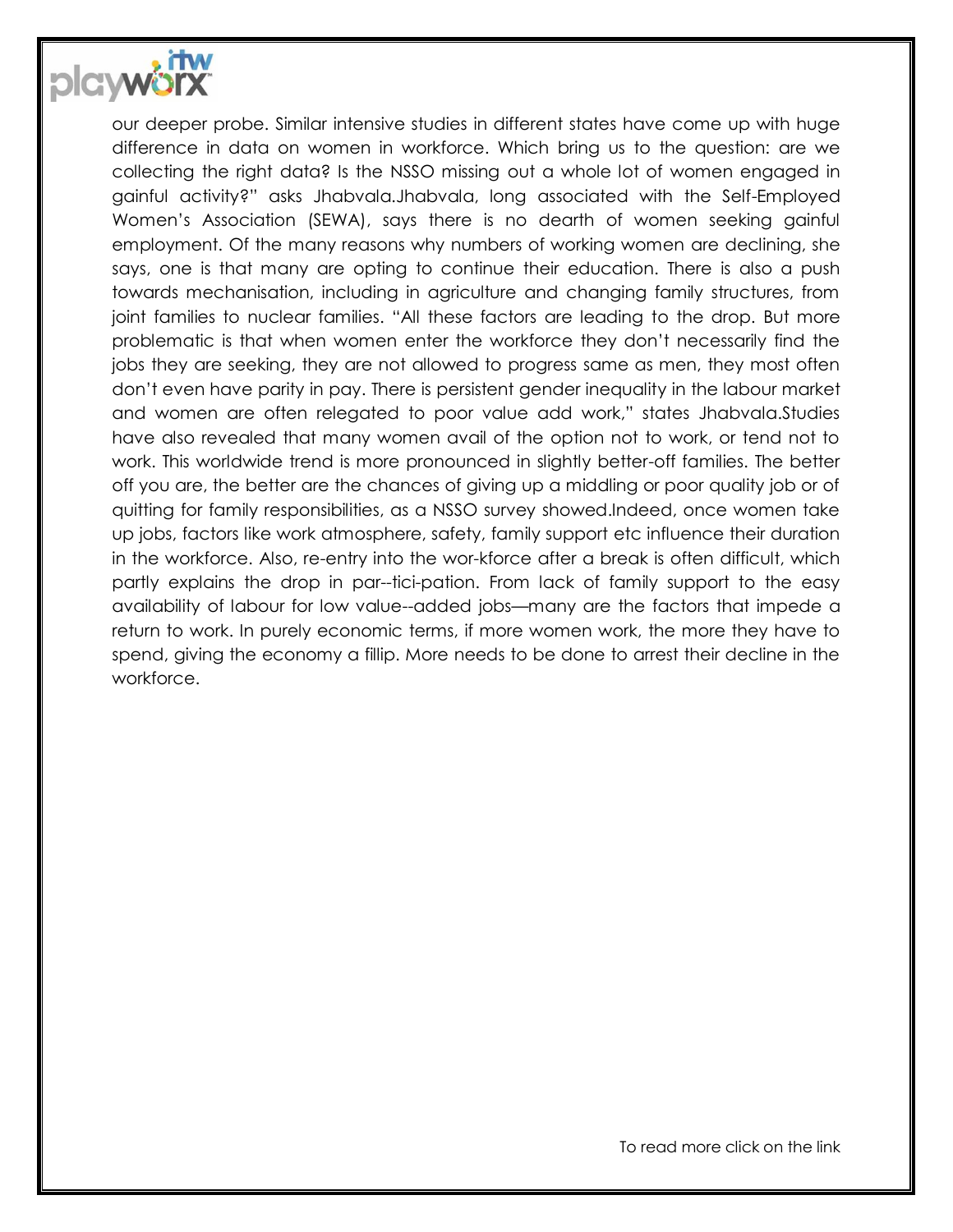our deeper probe. Similar intensive studies in different states have come up with huge difference in data on women in workforce. Which bring us to the question: are we collecting the right data? Is the NSSO missing out a whole lot of women engaged in gainful activity?" asks Jhabvala.Jhabvala, long associated with the Self-Employed Women's Association (SEWA), says there is no dearth of women seeking gainful employment. Of the many reasons why numbers of working women are declining, she says, one is that many are opting to continue their education. There is also a push towards mechanisation, including in agriculture and changing family structures, from joint families to nuclear families. "All these factors are leading to the drop. But more problematic is that when women enter the workforce they don't necessarily find the jobs they are seeking, they are not allowed to progress same as men, they most often don't even have parity in pay. There is persistent gender inequality in the labour market and women are often relegated to poor value add work," states Jhabvala.Studies have also revealed that many women avail of the option not to work, or tend not to work. This worldwide trend is more pronounced in slightly better-off families. The better off you are, the better are the chances of giving up a middling or poor quality job or of quitting for family responsibilities, as a NSSO survey showed.Indeed, once women take up jobs, factors like work atmosphere, safety, family support etc influence their duration in the workforce. Also, re-entry into the wor-kforce after a break is often difficult, which partly explains the drop in par--tici-pation. From lack of family support to the easy availability of labour for low value--added jobs—many are the factors that impede a return to work. In purely economic terms, if more women work, the more they have to spend, giving the economy a fillip. More needs to be done to arrest their decline in the workforce.

To read more click on the link